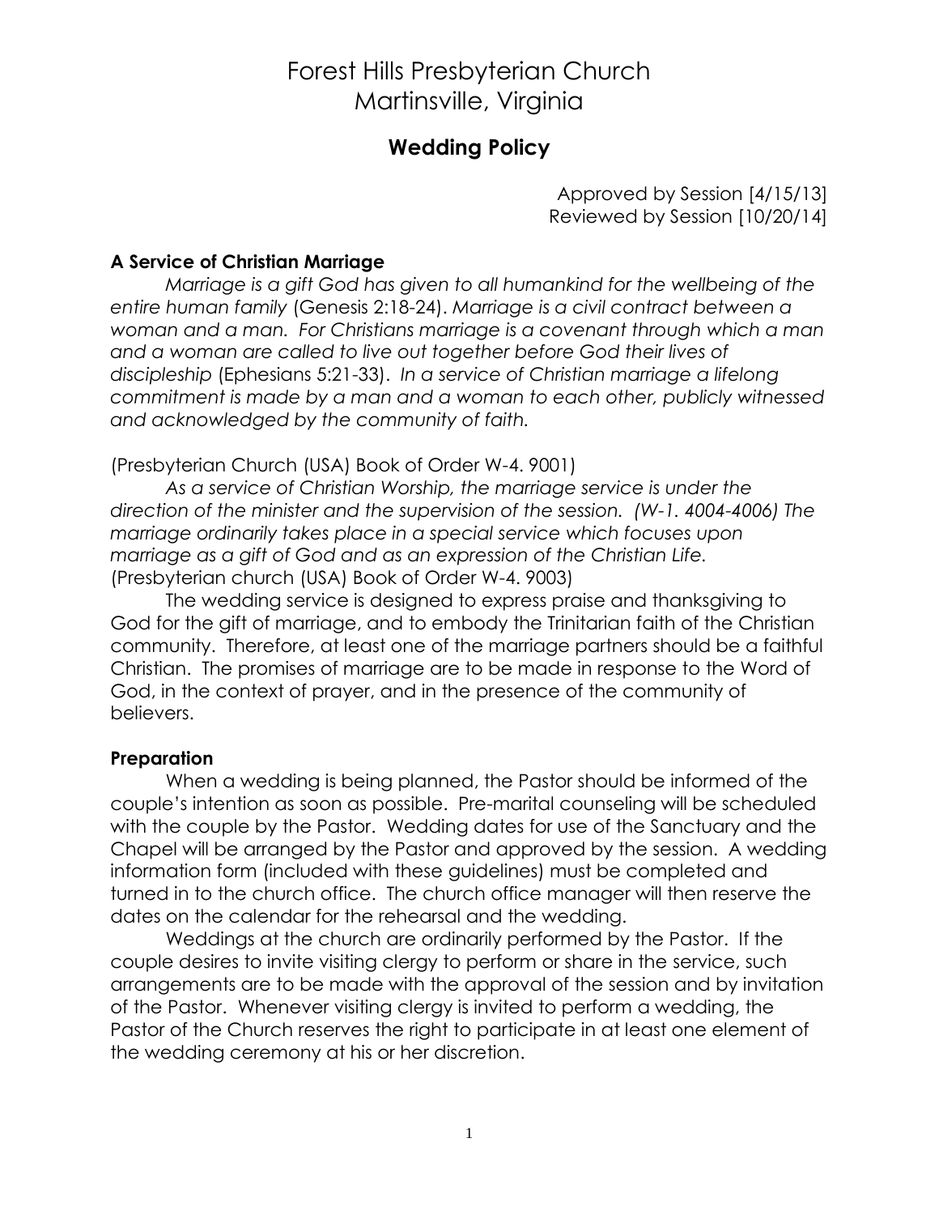# Forest Hills Presbyterian Church
# Martinsville, Virginia

## Wedding Policy

Approved by Session [4/15/13]
Reviewed by Session [10/20/14]

### A Service of Christian Marriage

*Marriage is a gift God has given to all humankind for the wellbeing of the entire human family* (Genesis 2:18-24). *Marriage is a civil contract between a woman and a man. For Christians marriage is a covenant through which a man and a woman are called to live out together before God their lives of discipleship* (Ephesians 5:21-33). *In a service of Christian marriage a lifelong commitment is made by a man and a woman to each other, publicly witnessed and acknowledged by the community of faith.*

(Presbyterian Church (USA) Book of Order W-4. 9001)

*As a service of Christian Worship, the marriage service is under the direction of the minister and the supervision of the session. (W-1. 4004-4006) The marriage ordinarily takes place in a special service which focuses upon marriage as a gift of God and as an expression of the Christian Life.* (Presbyterian church (USA) Book of Order W-4. 9003)

The wedding service is designed to express praise and thanksgiving to God for the gift of marriage, and to embody the Trinitarian faith of the Christian community. Therefore, at least one of the marriage partners should be a faithful Christian. The promises of marriage are to be made in response to the Word of God, in the context of prayer, and in the presence of the community of believers.

### Preparation

When a wedding is being planned, the Pastor should be informed of the couple's intention as soon as possible. Pre-marital counseling will be scheduled with the couple by the Pastor. Wedding dates for use of the Sanctuary and the Chapel will be arranged by the Pastor and approved by the session. A wedding information form (included with these guidelines) must be completed and turned in to the church office. The church office manager will then reserve the dates on the calendar for the rehearsal and the wedding.

Weddings at the church are ordinarily performed by the Pastor. If the couple desires to invite visiting clergy to perform or share in the service, such arrangements are to be made with the approval of the session and by invitation of the Pastor. Whenever visiting clergy is invited to perform a wedding, the Pastor of the Church reserves the right to participate in at least one element of the wedding ceremony at his or her discretion.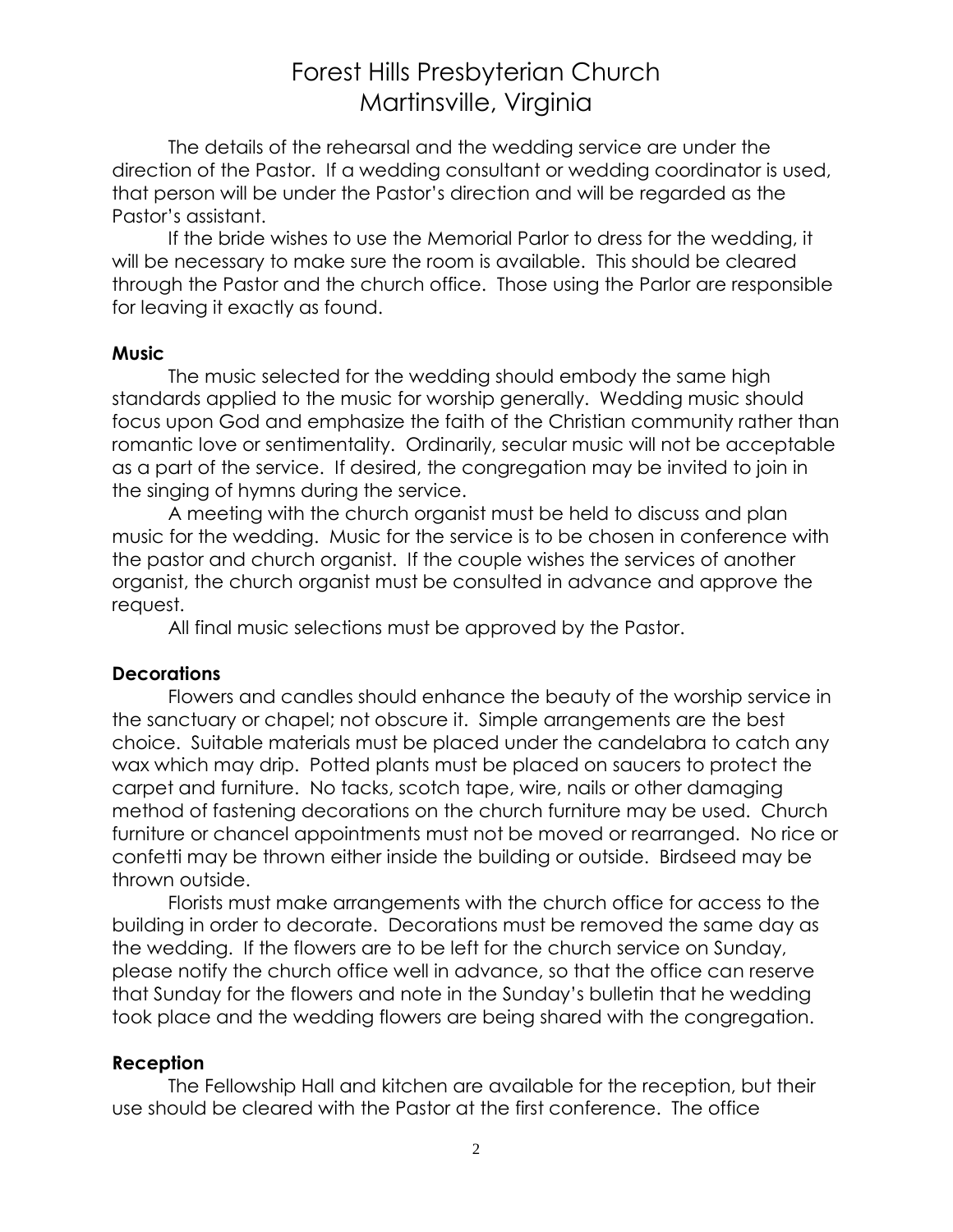# Forest Hills Presbyterian Church
# Martinsville, Virginia

The details of the rehearsal and the wedding service are under the direction of the Pastor. If a wedding consultant or wedding coordinator is used, that person will be under the Pastor's direction and will be regarded as the Pastor's assistant.

If the bride wishes to use the Memorial Parlor to dress for the wedding, it will be necessary to make sure the room is available. This should be cleared through the Pastor and the church office. Those using the Parlor are responsible for leaving it exactly as found.

**Music**

The music selected for the wedding should embody the same high standards applied to the music for worship generally. Wedding music should focus upon God and emphasize the faith of the Christian community rather than romantic love or sentimentality. Ordinarily, secular music will not be acceptable as a part of the service. If desired, the congregation may be invited to join in the singing of hymns during the service.

A meeting with the church organist must be held to discuss and plan music for the wedding. Music for the service is to be chosen in conference with the pastor and church organist. If the couple wishes the services of another organist, the church organist must be consulted in advance and approve the request.

All final music selections must be approved by the Pastor.

**Decorations**

Flowers and candles should enhance the beauty of the worship service in the sanctuary or chapel; not obscure it. Simple arrangements are the best choice. Suitable materials must be placed under the candelabra to catch any wax which may drip. Potted plants must be placed on saucers to protect the carpet and furniture. No tacks, scotch tape, wire, nails or other damaging method of fastening decorations on the church furniture may be used. Church furniture or chancel appointments must not be moved or rearranged. No rice or confetti may be thrown either inside the building or outside. Birdseed may be thrown outside.

Florists must make arrangements with the church office for access to the building in order to decorate. Decorations must be removed the same day as the wedding. If the flowers are to be left for the church service on Sunday, please notify the church office well in advance, so that the office can reserve that Sunday for the flowers and note in the Sunday's bulletin that he wedding took place and the wedding flowers are being shared with the congregation.

**Reception**

The Fellowship Hall and kitchen are available for the reception, but their use should be cleared with the Pastor at the first conference. The office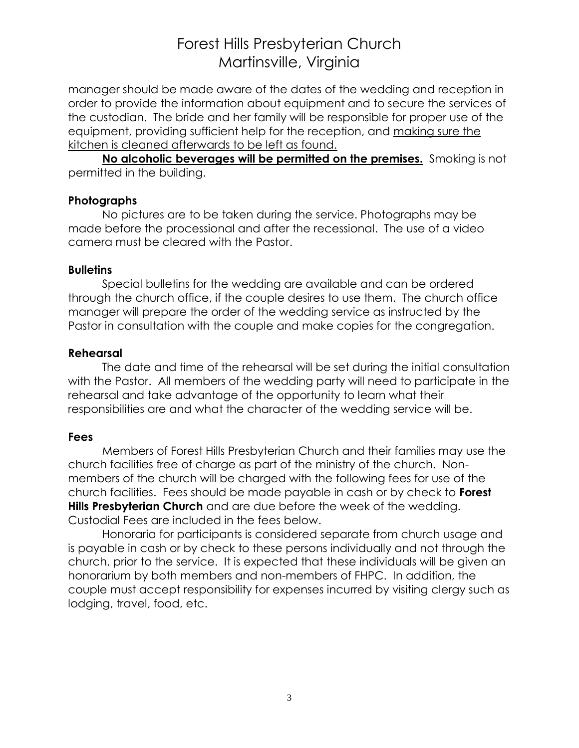manager should be made aware of the dates of the wedding and reception in order to provide the information about equipment and to secure the services of the custodian. The bride and her family will be responsible for proper use of the equipment, providing sufficient help for the reception, and <u>making sure the kitchen is cleaned afterwards to be left as found.</u>

<u>**No alcoholic beverages will be permitted on the premises.**</u> Smoking is not permitted in the building.

**Photographs**

No pictures are to be taken during the service. Photographs may be made before the processional and after the recessional. The use of a video camera must be cleared with the Pastor.

**Bulletins**

Special bulletins for the wedding are available and can be ordered through the church office, if the couple desires to use them. The church office manager will prepare the order of the wedding service as instructed by the Pastor in consultation with the couple and make copies for the congregation.

**Rehearsal**

The date and time of the rehearsal will be set during the initial consultation with the Pastor. All members of the wedding party will need to participate in the rehearsal and take advantage of the opportunity to learn what their responsibilities are and what the character of the wedding service will be.

**Fees**

Members of Forest Hills Presbyterian Church and their families may use the church facilities free of charge as part of the ministry of the church. Non-members of the church will be charged with the following fees for use of the church facilities. Fees should be made payable in cash or by check to **Forest Hills Presbyterian Church** and are due before the week of the wedding. Custodial Fees are included in the fees below.

Honoraria for participants is considered separate from church usage and is payable in cash or by check to these persons individually and not through the church, prior to the service. It is expected that these individuals will be given an honorarium by both members and non-members of FHPC. In addition, the couple must accept responsibility for expenses incurred by visiting clergy such as lodging, travel, food, etc.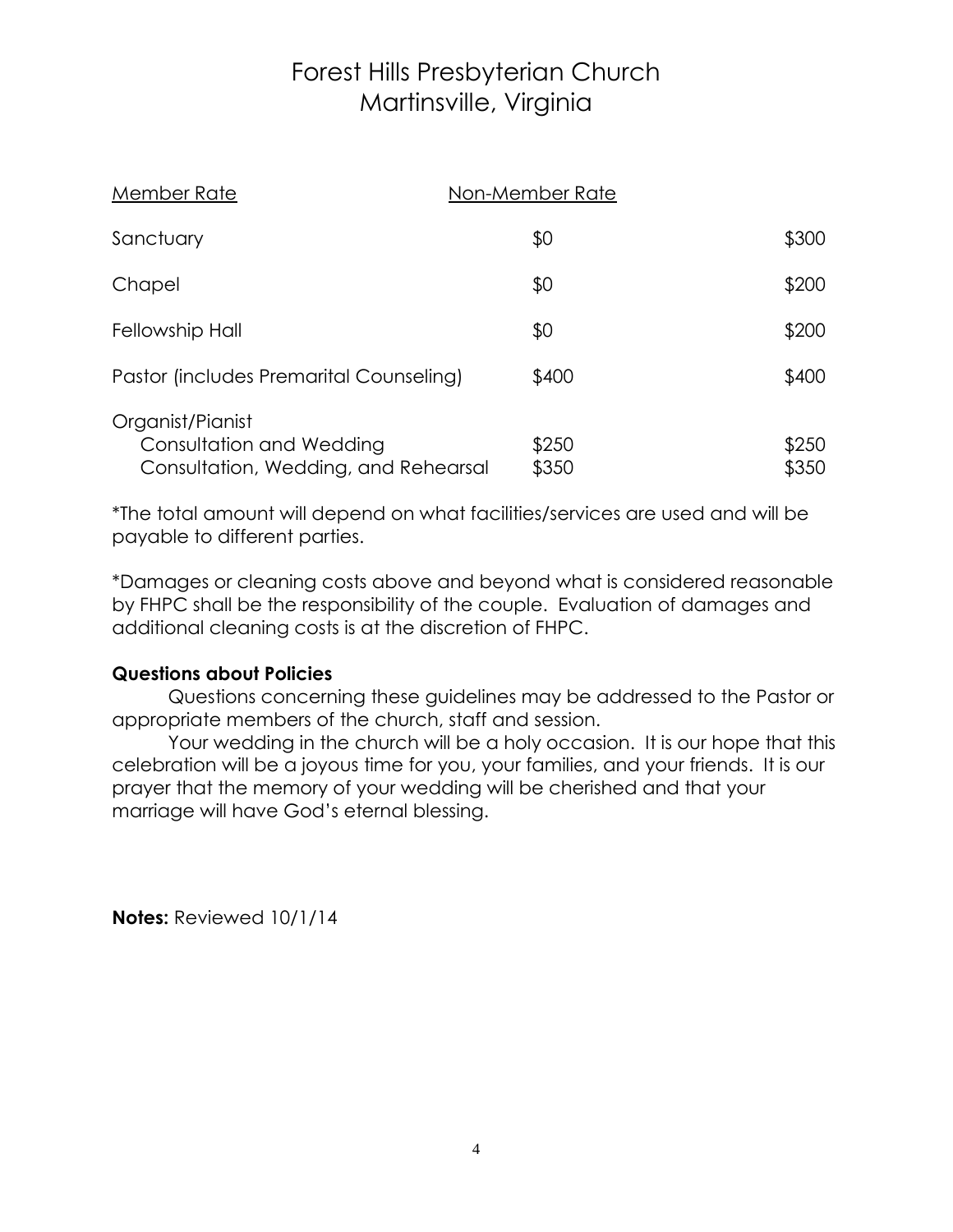| | Member Rate | Non-Member Rate |
|---|---|---|
| Sanctuary | $0 | $300 |
| Chapel | $0 | $200 |
| Fellowship Hall | $0 | $200 |
| Pastor (includes Premarital Counseling) | $400 | $400 |
| Organist/Pianist | | |
| Consultation and Wedding | $250 | $250 |
| Consultation, Wedding, and Rehearsal | $350 | $350 |

*The total amount will depend on what facilities/services are used and will be payable to different parties.

*Damages or cleaning costs above and beyond what is considered reasonable by FHPC shall be the responsibility of the couple. Evaluation of damages and additional cleaning costs is at the discretion of FHPC.

**Questions about Policies**

Questions concerning these guidelines may be addressed to the Pastor or appropriate members of the church, staff and session.

Your wedding in the church will be a holy occasion. It is our hope that this celebration will be a joyous time for you, your families, and your friends. It is our prayer that the memory of your wedding will be cherished and that your marriage will have God's eternal blessing.

**Notes:** Reviewed 10/1/14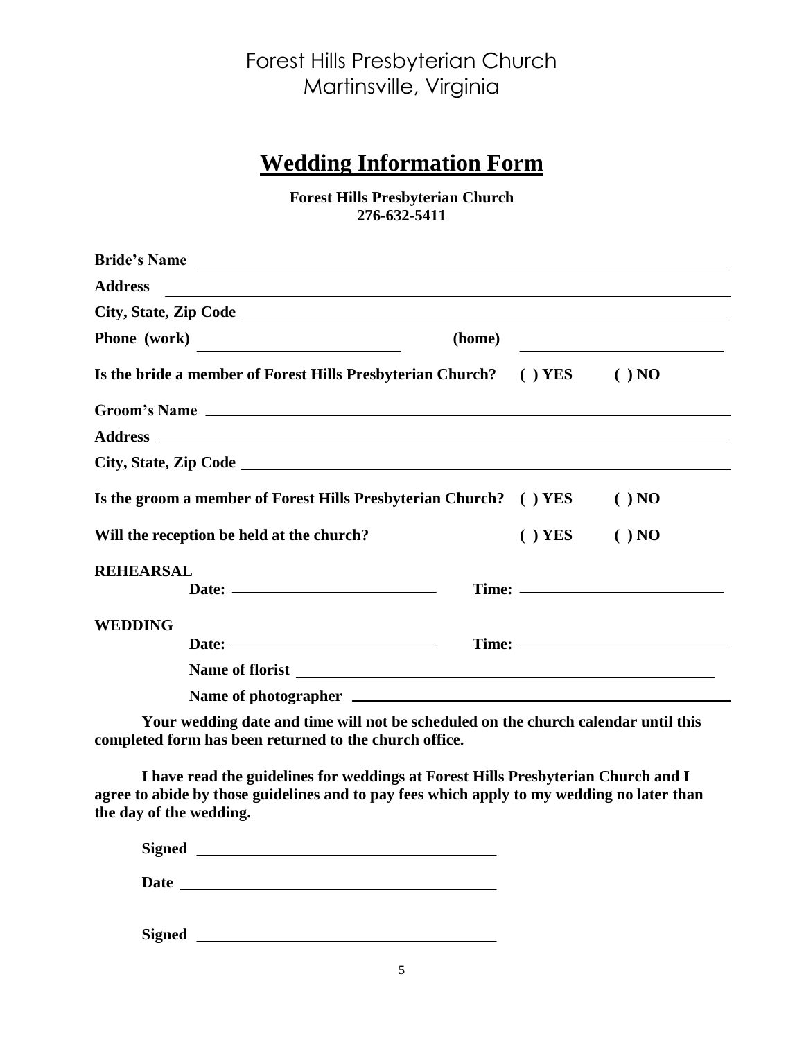Forest Hills Presbyterian Church
Martinsville, Virginia

# Wedding Information Form

**Forest Hills Presbyterian Church**
**276-632-5411**

**Bride's Name** \_\_\_\_\_\_\_\_\_\_\_\_\_\_\_\_\_\_\_\_\_\_\_\_\_\_\_\_\_\_\_\_\_\_\_\_\_\_\_\_

**Address** \_\_\_\_\_\_\_\_\_\_\_\_\_\_\_\_\_\_\_\_\_\_\_\_\_\_\_\_\_\_\_\_\_\_\_\_\_\_\_\_

**City, State, Zip Code** \_\_\_\_\_\_\_\_\_\_\_\_\_\_\_\_\_\_\_\_\_\_\_\_\_\_\_\_\_\_\_\_\_\_\_\_

**Phone (work)** \_\_\_\_\_\_\_\_\_\_\_\_\_\_\_\_\_\_\_\_ **(home)** \_\_\_\_\_\_\_\_\_\_\_\_\_\_\_\_\_\_\_\_

**Is the bride a member of Forest Hills Presbyterian Church? ( ) YES ( ) NO**

**Groom's Name** \_\_\_\_\_\_\_\_\_\_\_\_\_\_\_\_\_\_\_\_\_\_\_\_\_\_\_\_\_\_\_\_\_\_\_\_\_\_\_\_

**Address** \_\_\_\_\_\_\_\_\_\_\_\_\_\_\_\_\_\_\_\_\_\_\_\_\_\_\_\_\_\_\_\_\_\_\_\_\_\_\_\_

**City, State, Zip Code** \_\_\_\_\_\_\_\_\_\_\_\_\_\_\_\_\_\_\_\_\_\_\_\_\_\_\_\_\_\_\_\_\_\_\_\_

**Is the groom a member of Forest Hills Presbyterian Church? ( ) YES ( ) NO**

**Will the reception be held at the church? ( ) YES ( ) NO**

**REHEARSAL**

**Date:** \_\_\_\_\_\_\_\_\_\_\_\_\_\_\_\_\_\_\_\_ **Time:** \_\_\_\_\_\_\_\_\_\_\_\_\_\_\_\_\_\_\_\_

**WEDDING**

**Date:** \_\_\_\_\_\_\_\_\_\_\_\_\_\_\_\_\_\_\_\_ **Time:** \_\_\_\_\_\_\_\_\_\_\_\_\_\_\_\_\_\_\_\_

**Name of florist** \_\_\_\_\_\_\_\_\_\_\_\_\_\_\_\_\_\_\_\_\_\_\_\_\_\_\_\_\_\_\_\_\_\_\_\_

**Name of photographer** \_\_\_\_\_\_\_\_\_\_\_\_\_\_\_\_\_\_\_\_\_\_\_\_\_\_\_\_\_\_\_\_

**Your wedding date and time will not be scheduled on the church calendar until this completed form has been returned to the church office.**

**I have read the guidelines for weddings at Forest Hills Presbyterian Church and I agree to abide by those guidelines and to pay fees which apply to my wedding no later than the day of the wedding.**

**Signed** \_\_\_\_\_\_\_\_\_\_\_\_\_\_\_\_\_\_\_\_\_\_\_\_\_\_\_\_\_\_\_\_

**Date** \_\_\_\_\_\_\_\_\_\_\_\_\_\_\_\_\_\_\_\_\_\_\_\_\_\_\_\_\_\_\_\_

**Signed** \_\_\_\_\_\_\_\_\_\_\_\_\_\_\_\_\_\_\_\_\_\_\_\_\_\_\_\_\_\_\_\_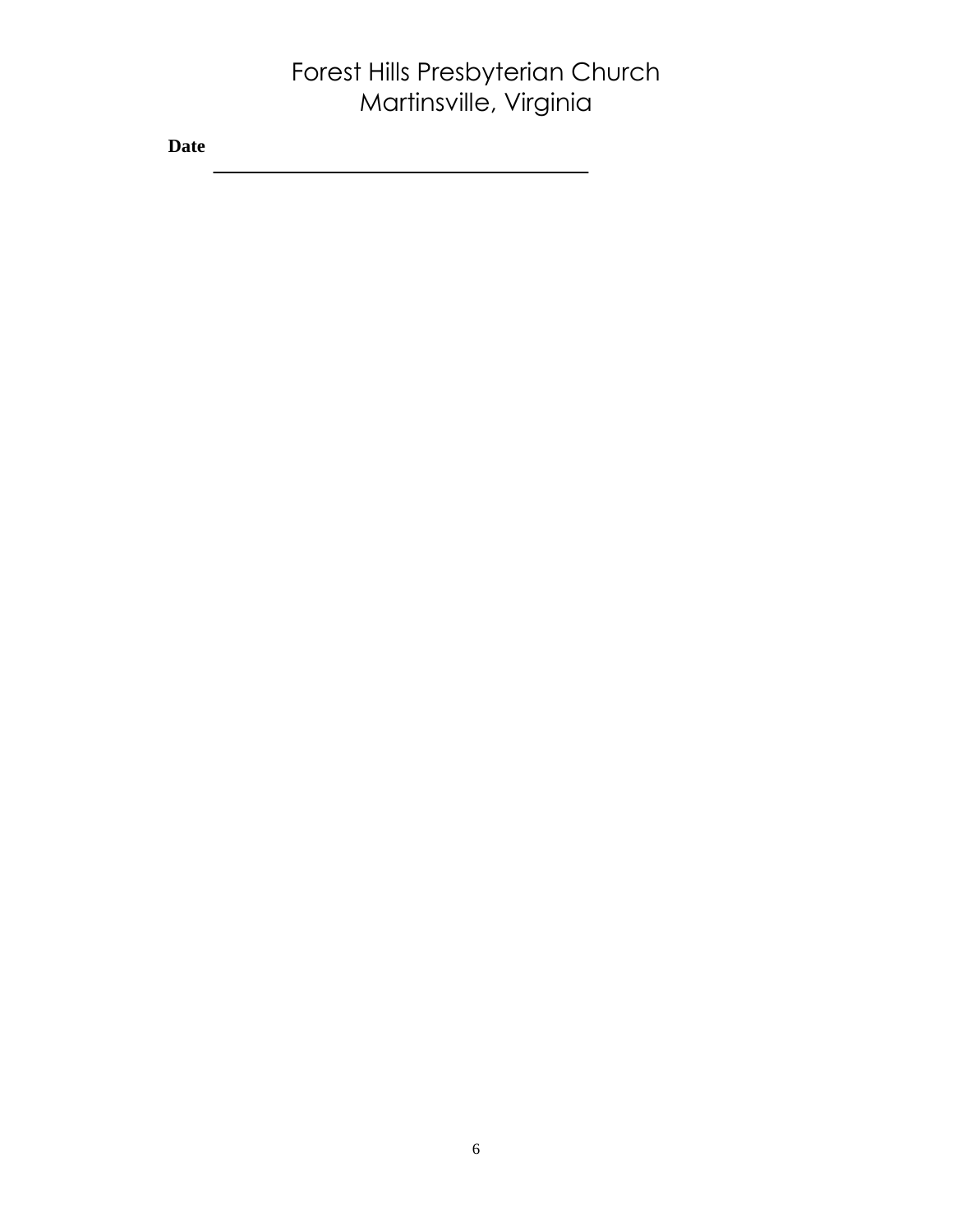Forest Hills Presbyterian Church
Martinsville, Virginia

**Date** ____________________________________